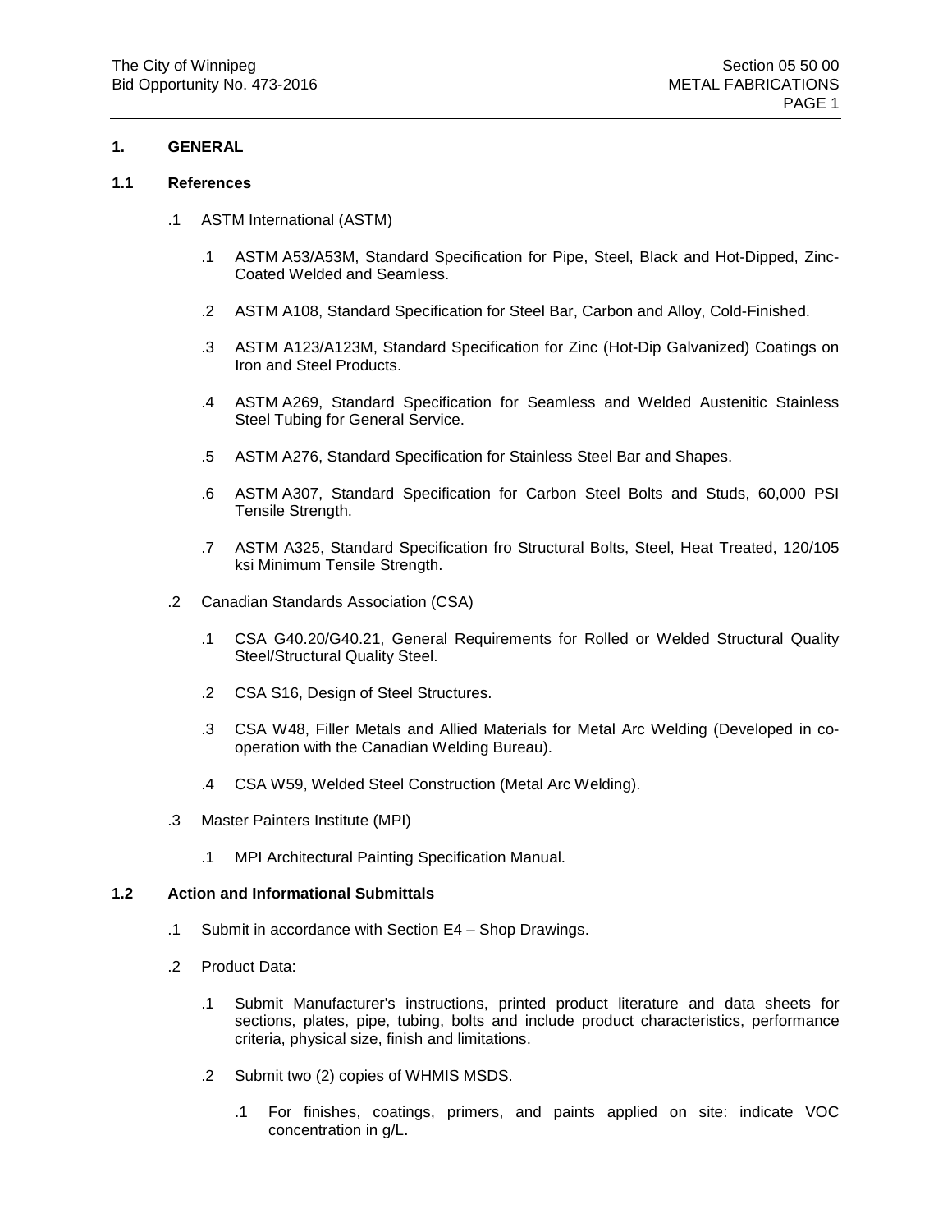## 1. GENERAL

### 1.1 References

.1 ASTM International (ASTM)

  .1 ASTM A53/A53M, Standard Specification for Pipe, Steel, Black and Hot-Dipped, Zinc-Coated Welded and Seamless.

  .2 ASTM A108, Standard Specification for Steel Bar, Carbon and Alloy, Cold-Finished.

  .3 ASTM A123/A123M, Standard Specification for Zinc (Hot-Dip Galvanized) Coatings on Iron and Steel Products.

  .4 ASTM A269, Standard Specification for Seamless and Welded Austenitic Stainless Steel Tubing for General Service.

  .5 ASTM A276, Standard Specification for Stainless Steel Bar and Shapes.

  .6 ASTM A307, Standard Specification for Carbon Steel Bolts and Studs, 60,000 PSI Tensile Strength.

  .7 ASTM A325, Standard Specification fro Structural Bolts, Steel, Heat Treated, 120/105 ksi Minimum Tensile Strength.

.2 Canadian Standards Association (CSA)

  .1 CSA G40.20/G40.21, General Requirements for Rolled or Welded Structural Quality Steel/Structural Quality Steel.

  .2 CSA S16, Design of Steel Structures.

  .3 CSA W48, Filler Metals and Allied Materials for Metal Arc Welding (Developed in co-operation with the Canadian Welding Bureau).

  .4 CSA W59, Welded Steel Construction (Metal Arc Welding).

.3 Master Painters Institute (MPI)

  .1 MPI Architectural Painting Specification Manual.

### 1.2 Action and Informational Submittals

.1 Submit in accordance with Section E4 – Shop Drawings.

.2 Product Data:

  .1 Submit Manufacturer's instructions, printed product literature and data sheets for sections, plates, pipe, tubing, bolts and include product characteristics, performance criteria, physical size, finish and limitations.

  .2 Submit two (2) copies of WHMIS MSDS.

    .1 For finishes, coatings, primers, and paints applied on site: indicate VOC concentration in g/L.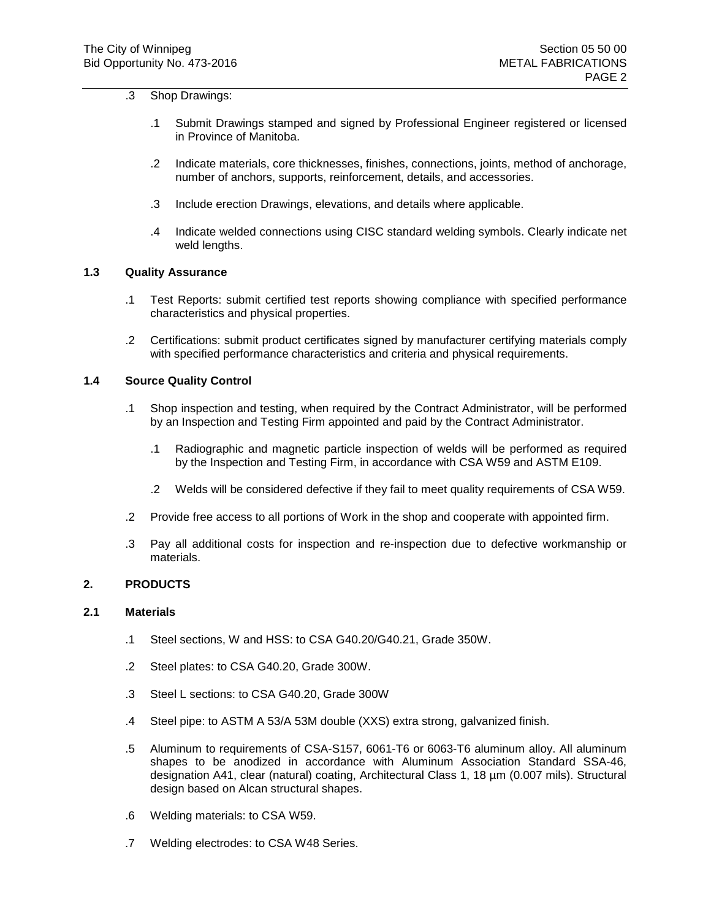.3 Shop Drawings:

.1 Submit Drawings stamped and signed by Professional Engineer registered or licensed in Province of Manitoba.

.2 Indicate materials, core thicknesses, finishes, connections, joints, method of anchorage, number of anchors, supports, reinforcement, details, and accessories.

.3 Include erection Drawings, elevations, and details where applicable.

.4 Indicate welded connections using CISC standard welding symbols. Clearly indicate net weld lengths.

### 1.3 Quality Assurance

.1 Test Reports: submit certified test reports showing compliance with specified performance characteristics and physical properties.

.2 Certifications: submit product certificates signed by manufacturer certifying materials comply with specified performance characteristics and criteria and physical requirements.

### 1.4 Source Quality Control

.1 Shop inspection and testing, when required by the Contract Administrator, will be performed by an Inspection and Testing Firm appointed and paid by the Contract Administrator.

.1 Radiographic and magnetic particle inspection of welds will be performed as required by the Inspection and Testing Firm, in accordance with CSA W59 and ASTM E109.

.2 Welds will be considered defective if they fail to meet quality requirements of CSA W59.

.2 Provide free access to all portions of Work in the shop and cooperate with appointed firm.

.3 Pay all additional costs for inspection and re-inspection due to defective workmanship or materials.

## 2. PRODUCTS

### 2.1 Materials

.1 Steel sections, W and HSS: to CSA G40.20/G40.21, Grade 350W.

.2 Steel plates: to CSA G40.20, Grade 300W.

.3 Steel L sections: to CSA G40.20, Grade 300W

.4 Steel pipe: to ASTM A 53/A 53M double (XXS) extra strong, galvanized finish.

.5 Aluminum to requirements of CSA-S157, 6061-T6 or 6063-T6 aluminum alloy. All aluminum shapes to be anodized in accordance with Aluminum Association Standard SSA-46, designation A41, clear (natural) coating, Architectural Class 1, 18 µm (0.007 mils). Structural design based on Alcan structural shapes.

.6 Welding materials: to CSA W59.

.7 Welding electrodes: to CSA W48 Series.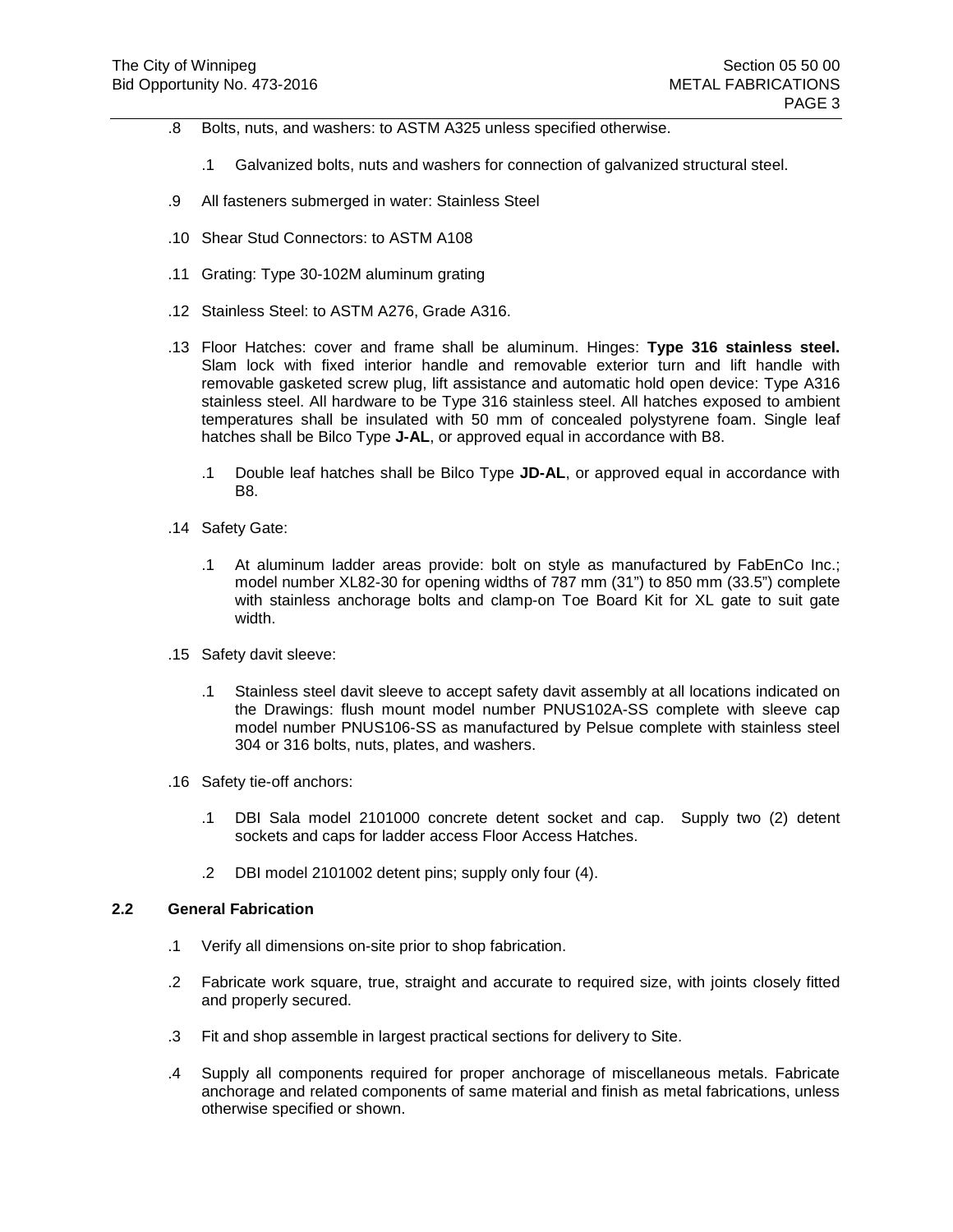.8 Bolts, nuts, and washers: to ASTM A325 unless specified otherwise.

  .1 Galvanized bolts, nuts and washers for connection of galvanized structural steel.

.9 All fasteners submerged in water: Stainless Steel

.10 Shear Stud Connectors: to ASTM A108

.11 Grating: Type 30-102M aluminum grating

.12 Stainless Steel: to ASTM A276, Grade A316.

.13 Floor Hatches: cover and frame shall be aluminum. Hinges: **Type 316 stainless steel.** Slam lock with fixed interior handle and removable exterior turn and lift handle with removable gasketed screw plug, lift assistance and automatic hold open device: Type A316 stainless steel. All hardware to be Type 316 stainless steel. All hatches exposed to ambient temperatures shall be insulated with 50 mm of concealed polystyrene foam. Single leaf hatches shall be Bilco Type **J-AL**, or approved equal in accordance with B8.

  .1 Double leaf hatches shall be Bilco Type **JD-AL**, or approved equal in accordance with B8.

.14 Safety Gate:

  .1 At aluminum ladder areas provide: bolt on style as manufactured by FabEnCo Inc.; model number XL82-30 for opening widths of 787 mm (31") to 850 mm (33.5") complete with stainless anchorage bolts and clamp-on Toe Board Kit for XL gate to suit gate width.

.15 Safety davit sleeve:

  .1 Stainless steel davit sleeve to accept safety davit assembly at all locations indicated on the Drawings: flush mount model number PNUS102A-SS complete with sleeve cap model number PNUS106-SS as manufactured by Pelsue complete with stainless steel 304 or 316 bolts, nuts, plates, and washers.

.16 Safety tie-off anchors:

  .1 DBI Sala model 2101000 concrete detent socket and cap. Supply two (2) detent sockets and caps for ladder access Floor Access Hatches.

  .2 DBI model 2101002 detent pins; supply only four (4).

## 2.2 General Fabrication

.1 Verify all dimensions on-site prior to shop fabrication.

.2 Fabricate work square, true, straight and accurate to required size, with joints closely fitted and properly secured.

.3 Fit and shop assemble in largest practical sections for delivery to Site.

.4 Supply all components required for proper anchorage of miscellaneous metals. Fabricate anchorage and related components of same material and finish as metal fabrications, unless otherwise specified or shown.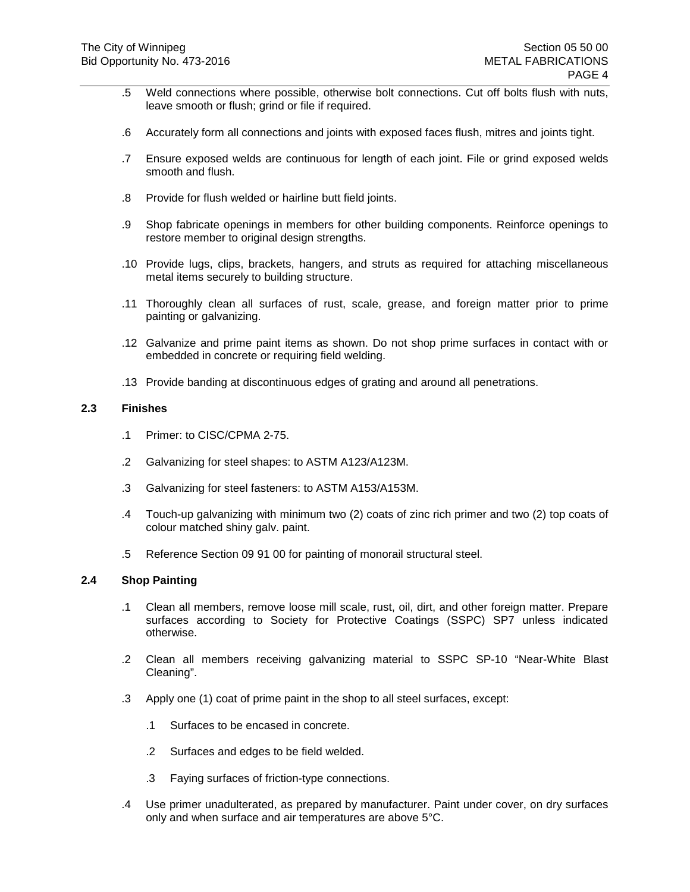.5 Weld connections where possible, otherwise bolt connections. Cut off bolts flush with nuts, leave smooth or flush; grind or file if required.

.6 Accurately form all connections and joints with exposed faces flush, mitres and joints tight.

.7 Ensure exposed welds are continuous for length of each joint. File or grind exposed welds smooth and flush.

.8 Provide for flush welded or hairline butt field joints.

.9 Shop fabricate openings in members for other building components. Reinforce openings to restore member to original design strengths.

.10 Provide lugs, clips, brackets, hangers, and struts as required for attaching miscellaneous metal items securely to building structure.

.11 Thoroughly clean all surfaces of rust, scale, grease, and foreign matter prior to prime painting or galvanizing.

.12 Galvanize and prime paint items as shown. Do not shop prime surfaces in contact with or embedded in concrete or requiring field welding.

.13 Provide banding at discontinuous edges of grating and around all penetrations.

## 2.3 Finishes

.1 Primer: to CISC/CPMA 2-75.

.2 Galvanizing for steel shapes: to ASTM A123/A123M.

.3 Galvanizing for steel fasteners: to ASTM A153/A153M.

.4 Touch-up galvanizing with minimum two (2) coats of zinc rich primer and two (2) top coats of colour matched shiny galv. paint.

.5 Reference Section 09 91 00 for painting of monorail structural steel.

## 2.4 Shop Painting

.1 Clean all members, remove loose mill scale, rust, oil, dirt, and other foreign matter. Prepare surfaces according to Society for Protective Coatings (SSPC) SP7 unless indicated otherwise.

.2 Clean all members receiving galvanizing material to SSPC SP-10 "Near-White Blast Cleaning".

.3 Apply one (1) coat of prime paint in the shop to all steel surfaces, except:

  .1 Surfaces to be encased in concrete.

  .2 Surfaces and edges to be field welded.

  .3 Faying surfaces of friction-type connections.

.4 Use primer unadulterated, as prepared by manufacturer. Paint under cover, on dry surfaces only and when surface and air temperatures are above 5°C.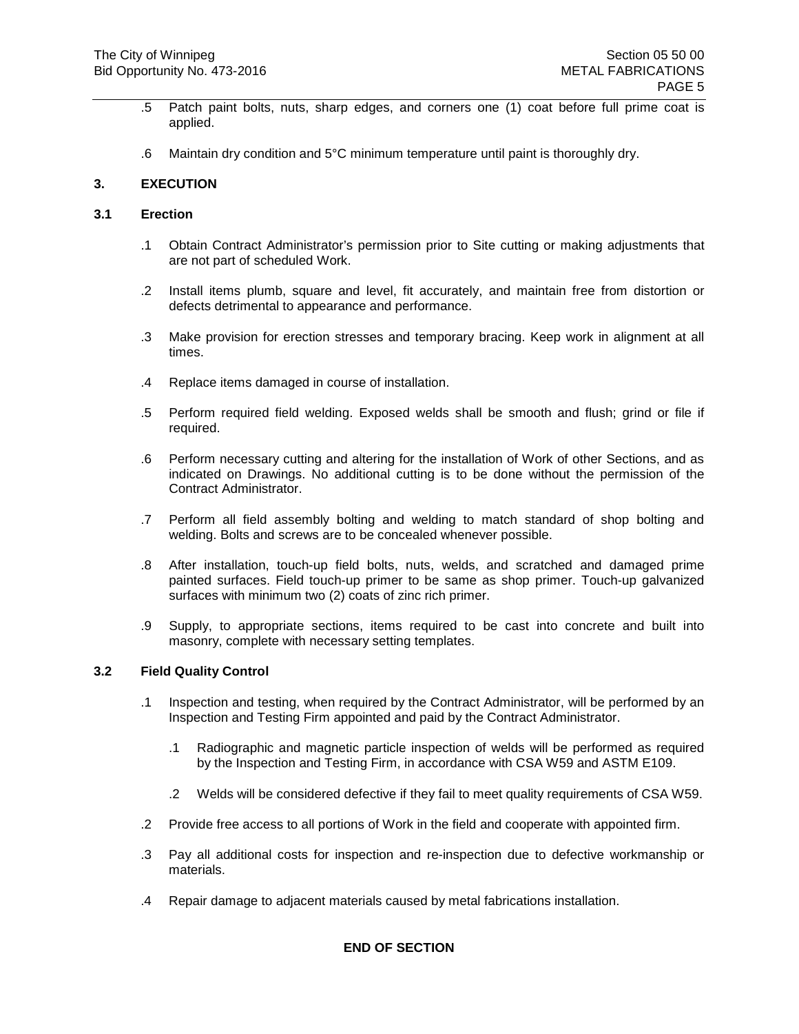.5 Patch paint bolts, nuts, sharp edges, and corners one (1) coat before full prime coat is applied.

.6 Maintain dry condition and 5°C minimum temperature until paint is thoroughly dry.

## 3. EXECUTION

### 3.1 Erection

.1 Obtain Contract Administrator's permission prior to Site cutting or making adjustments that are not part of scheduled Work.

.2 Install items plumb, square and level, fit accurately, and maintain free from distortion or defects detrimental to appearance and performance.

.3 Make provision for erection stresses and temporary bracing. Keep work in alignment at all times.

.4 Replace items damaged in course of installation.

.5 Perform required field welding. Exposed welds shall be smooth and flush; grind or file if required.

.6 Perform necessary cutting and altering for the installation of Work of other Sections, and as indicated on Drawings. No additional cutting is to be done without the permission of the Contract Administrator.

.7 Perform all field assembly bolting and welding to match standard of shop bolting and welding. Bolts and screws are to be concealed whenever possible.

.8 After installation, touch-up field bolts, nuts, welds, and scratched and damaged prime painted surfaces. Field touch-up primer to be same as shop primer. Touch-up galvanized surfaces with minimum two (2) coats of zinc rich primer.

.9 Supply, to appropriate sections, items required to be cast into concrete and built into masonry, complete with necessary setting templates.

### 3.2 Field Quality Control

.1 Inspection and testing, when required by the Contract Administrator, will be performed by an Inspection and Testing Firm appointed and paid by the Contract Administrator.

  .1 Radiographic and magnetic particle inspection of welds will be performed as required by the Inspection and Testing Firm, in accordance with CSA W59 and ASTM E109.

  .2 Welds will be considered defective if they fail to meet quality requirements of CSA W59.

.2 Provide free access to all portions of Work in the field and cooperate with appointed firm.

.3 Pay all additional costs for inspection and re-inspection due to defective workmanship or materials.

.4 Repair damage to adjacent materials caused by metal fabrications installation.

**END OF SECTION**